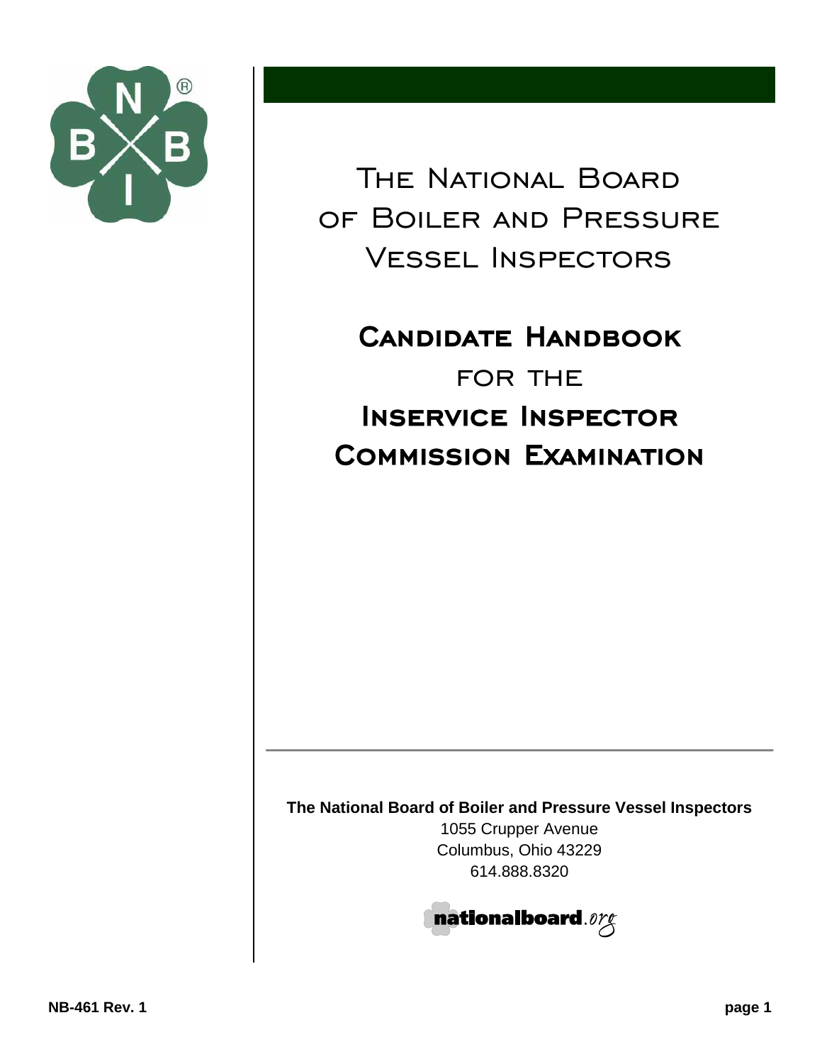# The National Board of Boiler and Pressure Vessel Inspectors

## Candidate Handbook for the Inservice Inspector Commission Examination

**The National Board of Boiler and Pressure Vessel Inspectors**
1055 Crupper Avenue
Columbus, Ohio 43229
614.888.8320

nationalboard.org

NB-461 Rev. 1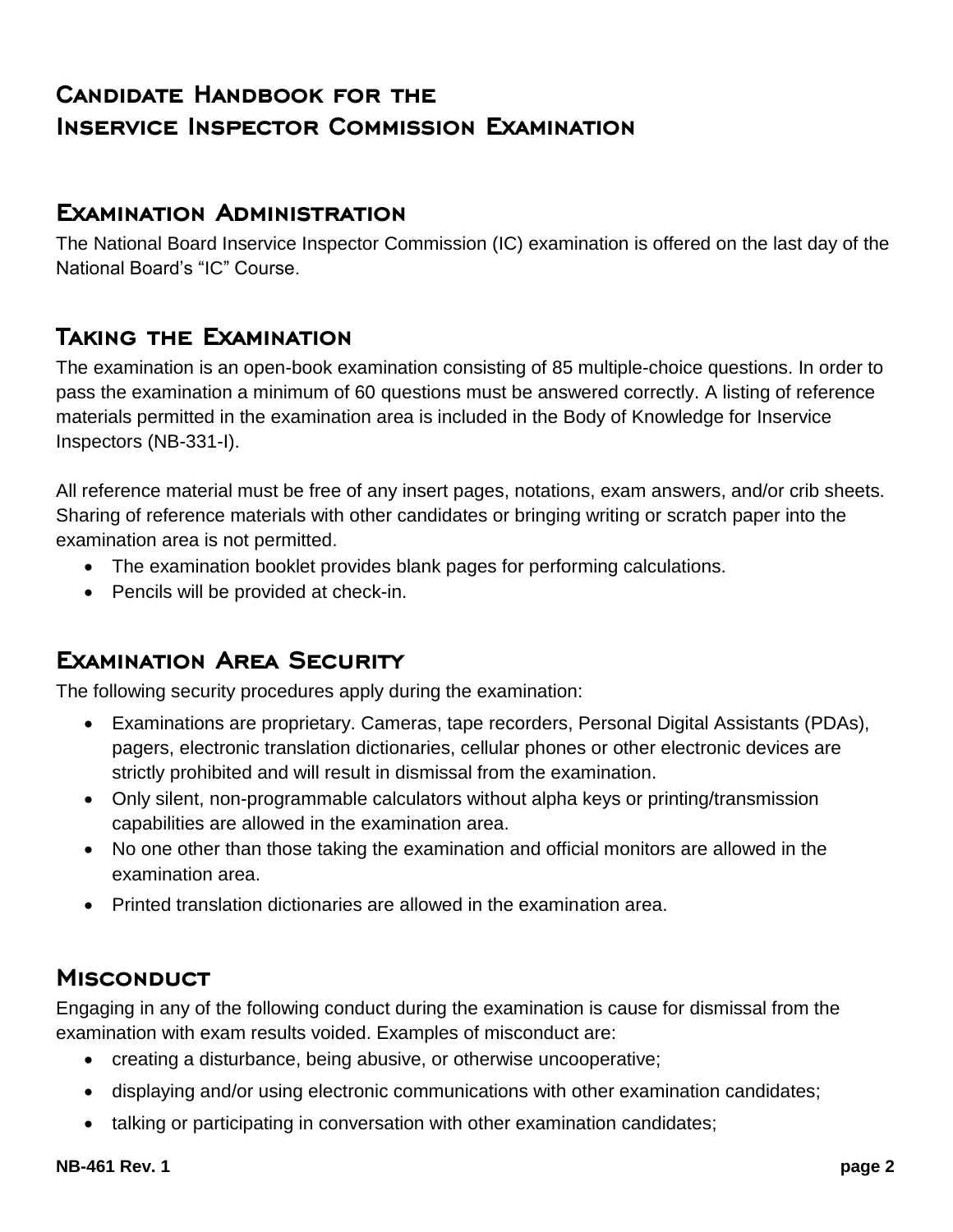# Candidate Handbook for the Inservice Inspector Commission Examination

## Examination Administration

The National Board Inservice Inspector Commission (IC) examination is offered on the last day of the National Board's "IC" Course.

## Taking the Examination

The examination is an open-book examination consisting of 85 multiple-choice questions. In order to pass the examination a minimum of 60 questions must be answered correctly. A listing of reference materials permitted in the examination area is included in the Body of Knowledge for Inservice Inspectors (NB-331-I).

All reference material must be free of any insert pages, notations, exam answers, and/or crib sheets. Sharing of reference materials with other candidates or bringing writing or scratch paper into the examination area is not permitted.

- The examination booklet provides blank pages for performing calculations.
- Pencils will be provided at check-in.

## Examination Area Security

The following security procedures apply during the examination:

- Examinations are proprietary. Cameras, tape recorders, Personal Digital Assistants (PDAs), pagers, electronic translation dictionaries, cellular phones or other electronic devices are strictly prohibited and will result in dismissal from the examination.
- Only silent, non-programmable calculators without alpha keys or printing/transmission capabilities are allowed in the examination area.
- No one other than those taking the examination and official monitors are allowed in the examination area.
- Printed translation dictionaries are allowed in the examination area.

## Misconduct

Engaging in any of the following conduct during the examination is cause for dismissal from the examination with exam results voided. Examples of misconduct are:

- creating a disturbance, being abusive, or otherwise uncooperative;
- displaying and/or using electronic communications with other examination candidates;
- talking or participating in conversation with other examination candidates;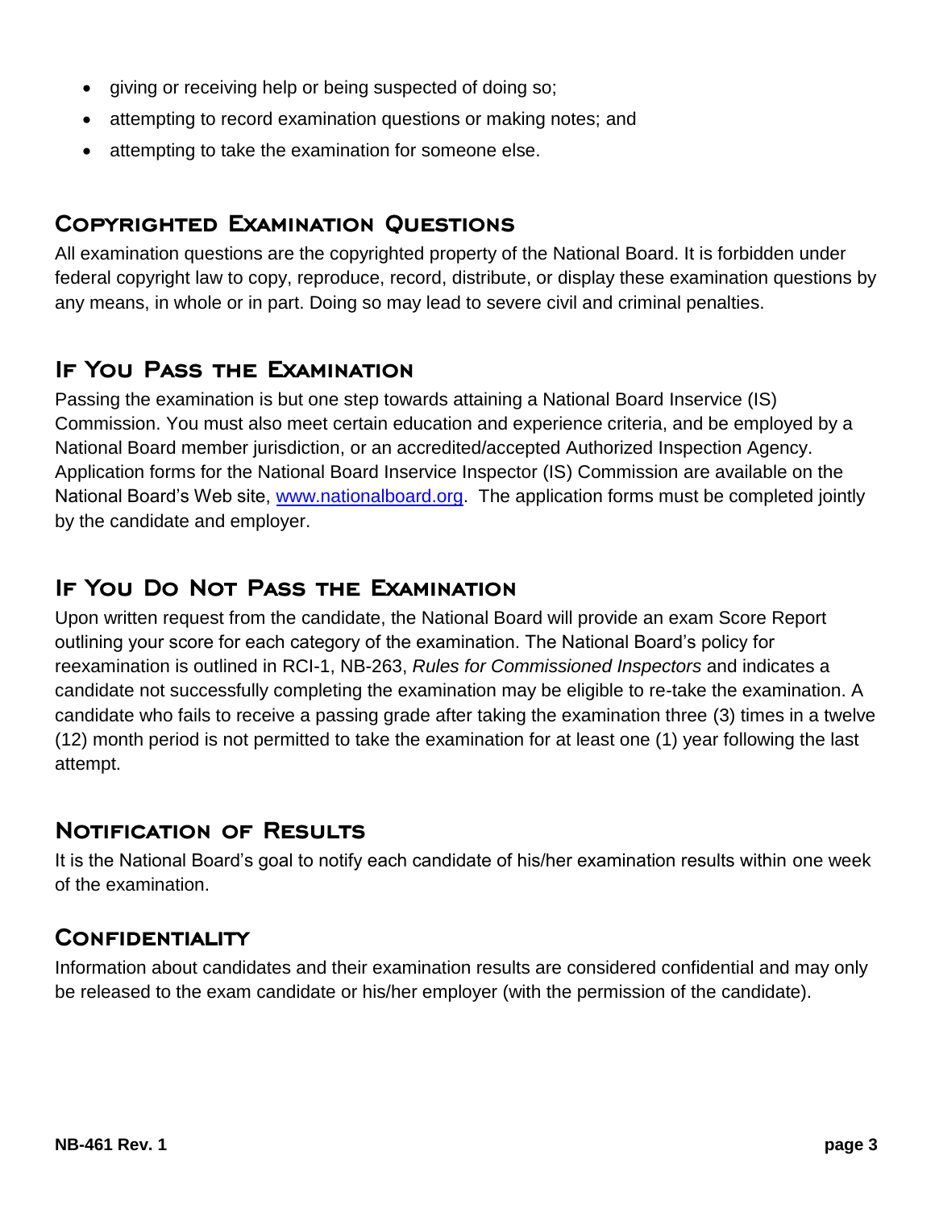- giving or receiving help or being suspected of doing so;
- attempting to record examination questions or making notes; and
- attempting to take the examination for someone else.

## Copyrighted Examination Questions

All examination questions are the copyrighted property of the National Board. It is forbidden under federal copyright law to copy, reproduce, record, distribute, or display these examination questions by any means, in whole or in part. Doing so may lead to severe civil and criminal penalties.

## If You Pass the Examination

Passing the examination is but one step towards attaining a National Board Inservice (IS) Commission. You must also meet certain education and experience criteria, and be employed by a National Board member jurisdiction, or an accredited/accepted Authorized Inspection Agency. Application forms for the National Board Inservice Inspector (IS) Commission are available on the National Board's Web site, [www.nationalboard.org](http://www.nationalboard.org). The application forms must be completed jointly by the candidate and employer.

## If You Do Not Pass the Examination

Upon written request from the candidate, the National Board will provide an exam Score Report outlining your score for each category of the examination. The National Board's policy for reexamination is outlined in RCI-1, NB-263, *Rules for Commissioned Inspectors* and indicates a candidate not successfully completing the examination may be eligible to re-take the examination. A candidate who fails to receive a passing grade after taking the examination three (3) times in a twelve (12) month period is not permitted to take the examination for at least one (1) year following the last attempt.

## Notification of Results

It is the National Board's goal to notify each candidate of his/her examination results within one week of the examination.

## Confidentiality

Information about candidates and their examination results are considered confidential and may only be released to the exam candidate or his/her employer (with the permission of the candidate).